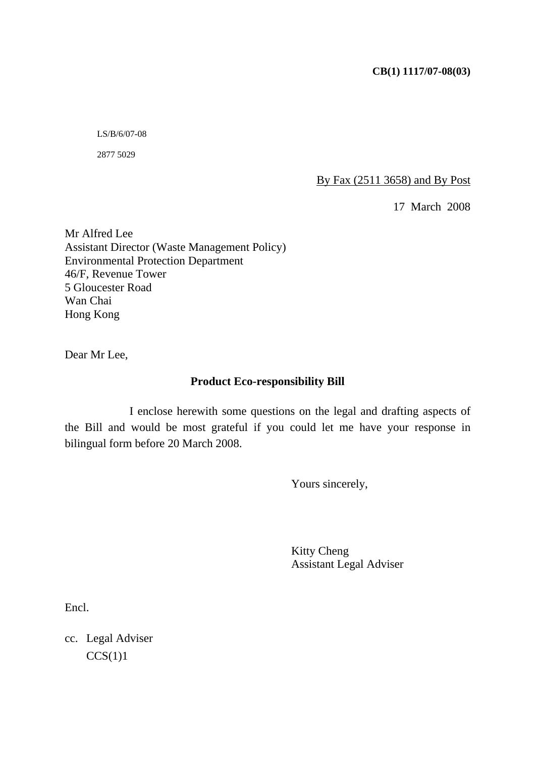**CB(1) 1117/07-08(03)**

LS/B/6/07-08

2877 5029

By Fax (2511 3658) and By Post

17 March 2008

Mr Alfred Lee
Assistant Director (Waste Management Policy)
Environmental Protection Department
46/F, Revenue Tower
5 Gloucester Road
Wan Chai
Hong Kong

Dear Mr Lee,

**Product Eco-responsibility Bill**

I enclose herewith some questions on the legal and drafting aspects of the Bill and would be most grateful if you could let me have your response in bilingual form before 20 March 2008.

Yours sincerely,

Kitty Cheng
Assistant Legal Adviser

Encl.

cc. Legal Adviser
CCS(1)1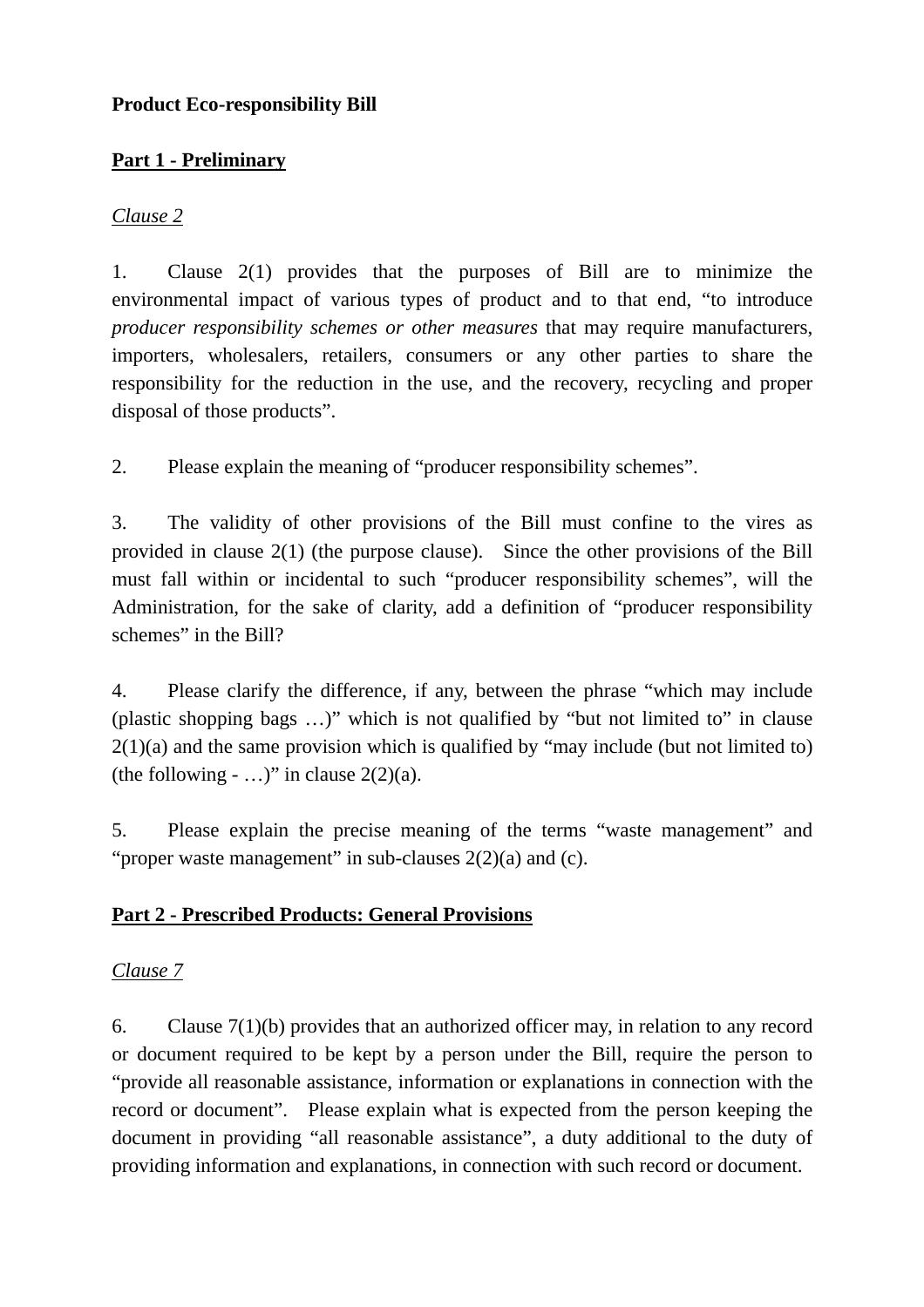**Product Eco-responsibility Bill**

**<u>Part 1 - Preliminary</u>**

*<u>Clause 2</u>*

1. Clause 2(1) provides that the purposes of Bill are to minimize the environmental impact of various types of product and to that end, "to introduce *producer responsibility schemes or other measures* that may require manufacturers, importers, wholesalers, retailers, consumers or any other parties to share the responsibility for the reduction in the use, and the recovery, recycling and proper disposal of those products".

2. Please explain the meaning of "producer responsibility schemes".

3. The validity of other provisions of the Bill must confine to the vires as provided in clause 2(1) (the purpose clause). Since the other provisions of the Bill must fall within or incidental to such "producer responsibility schemes", will the Administration, for the sake of clarity, add a definition of "producer responsibility schemes" in the Bill?

4. Please clarify the difference, if any, between the phrase "which may include (plastic shopping bags …)" which is not qualified by "but not limited to" in clause 2(1)(a) and the same provision which is qualified by "may include (but not limited to) (the following - …)" in clause 2(2)(a).

5. Please explain the precise meaning of the terms "waste management" and "proper waste management" in sub-clauses 2(2)(a) and (c).

**<u>Part 2 - Prescribed Products: General Provisions</u>**

*<u>Clause 7</u>*

6. Clause 7(1)(b) provides that an authorized officer may, in relation to any record or document required to be kept by a person under the Bill, require the person to "provide all reasonable assistance, information or explanations in connection with the record or document". Please explain what is expected from the person keeping the document in providing "all reasonable assistance", a duty additional to the duty of providing information and explanations, in connection with such record or document.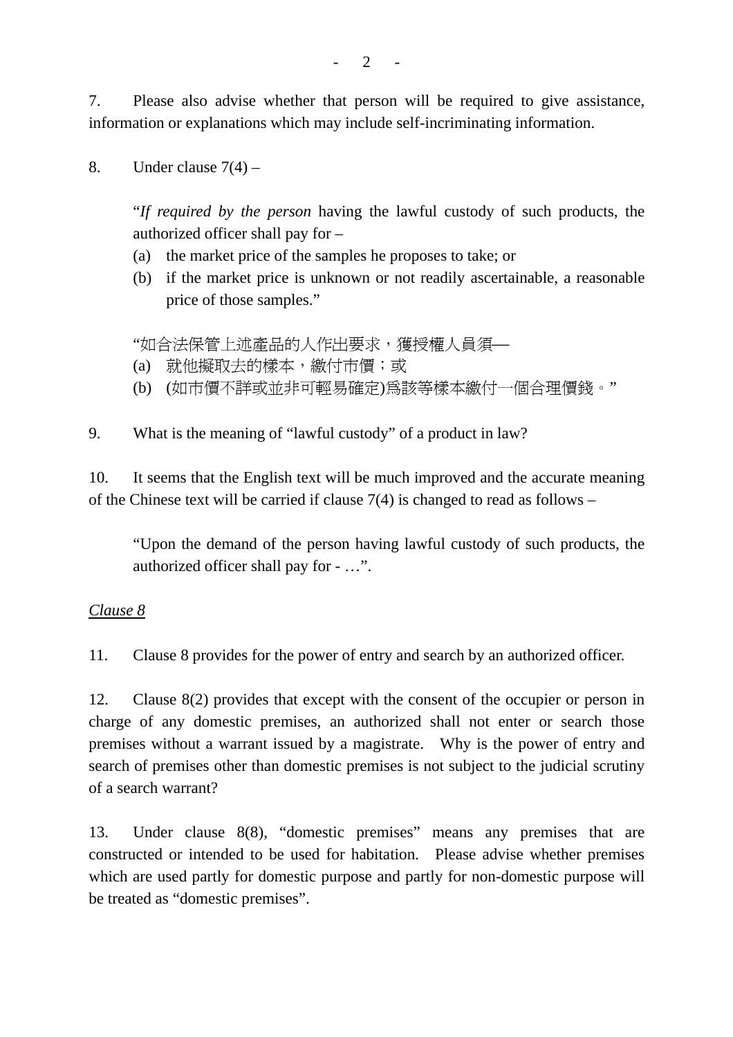7. Please also advise whether that person will be required to give assistance, information or explanations which may include self-incriminating information.

8. Under clause 7(4) –

> "*If required by the person* having the lawful custody of such products, the authorized officer shall pay for –
> (a) the market price of the samples he proposes to take; or
> (b) if the market price is unknown or not readily ascertainable, a reasonable price of those samples."

> "如合法保管上述產品的人作出要求，獲授權人員須─
> (a) 就他擬取去的樣本，繳付市價；或
> (b) (如市價不詳或並非可輕易確定)爲該等樣本繳付一個合理價錢。"

9. What is the meaning of "lawful custody" of a product in law?

10. It seems that the English text will be much improved and the accurate meaning of the Chinese text will be carried if clause 7(4) is changed to read as follows –

> "Upon the demand of the person having lawful custody of such products, the authorized officer shall pay for - …".

<u>*Clause 8*</u>

11. Clause 8 provides for the power of entry and search by an authorized officer.

12. Clause 8(2) provides that except with the consent of the occupier or person in charge of any domestic premises, an authorized shall not enter or search those premises without a warrant issued by a magistrate. Why is the power of entry and search of premises other than domestic premises is not subject to the judicial scrutiny of a search warrant?

13. Under clause 8(8), "domestic premises" means any premises that are constructed or intended to be used for habitation. Please advise whether premises which are used partly for domestic purpose and partly for non-domestic purpose will be treated as "domestic premises".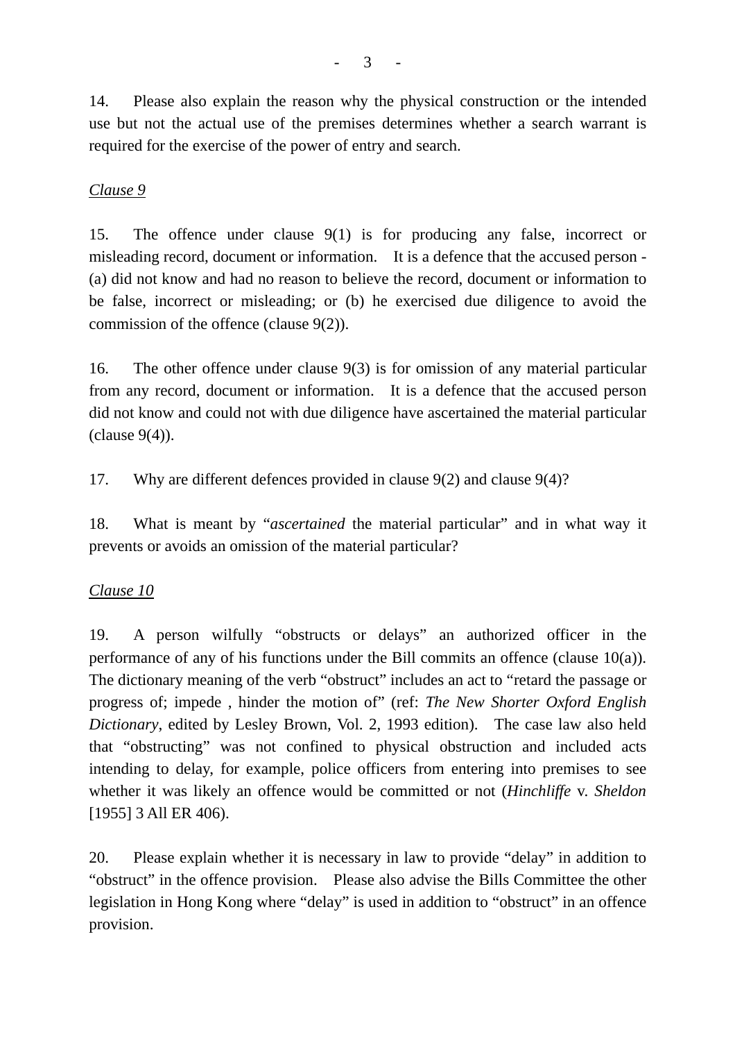14. Please also explain the reason why the physical construction or the intended use but not the actual use of the premises determines whether a search warrant is required for the exercise of the power of entry and search.

*Clause 9*

15. The offence under clause 9(1) is for producing any false, incorrect or misleading record, document or information. It is a defence that the accused person - (a) did not know and had no reason to believe the record, document or information to be false, incorrect or misleading; or (b) he exercised due diligence to avoid the commission of the offence (clause 9(2)).

16. The other offence under clause 9(3) is for omission of any material particular from any record, document or information. It is a defence that the accused person did not know and could not with due diligence have ascertained the material particular (clause 9(4)).

17. Why are different defences provided in clause 9(2) and clause 9(4)?

18. What is meant by "*ascertained* the material particular" and in what way it prevents or avoids an omission of the material particular?

*Clause 10*

19. A person wilfully "obstructs or delays" an authorized officer in the performance of any of his functions under the Bill commits an offence (clause 10(a)). The dictionary meaning of the verb "obstruct" includes an act to "retard the passage or progress of; impede , hinder the motion of" (ref: *The New Shorter Oxford English Dictionary*, edited by Lesley Brown, Vol. 2, 1993 edition). The case law also held that "obstructing" was not confined to physical obstruction and included acts intending to delay, for example, police officers from entering into premises to see whether it was likely an offence would be committed or not (*Hinchliffe* v. *Sheldon* [1955] 3 All ER 406).

20. Please explain whether it is necessary in law to provide "delay" in addition to "obstruct" in the offence provision. Please also advise the Bills Committee the other legislation in Hong Kong where "delay" is used in addition to "obstruct" in an offence provision.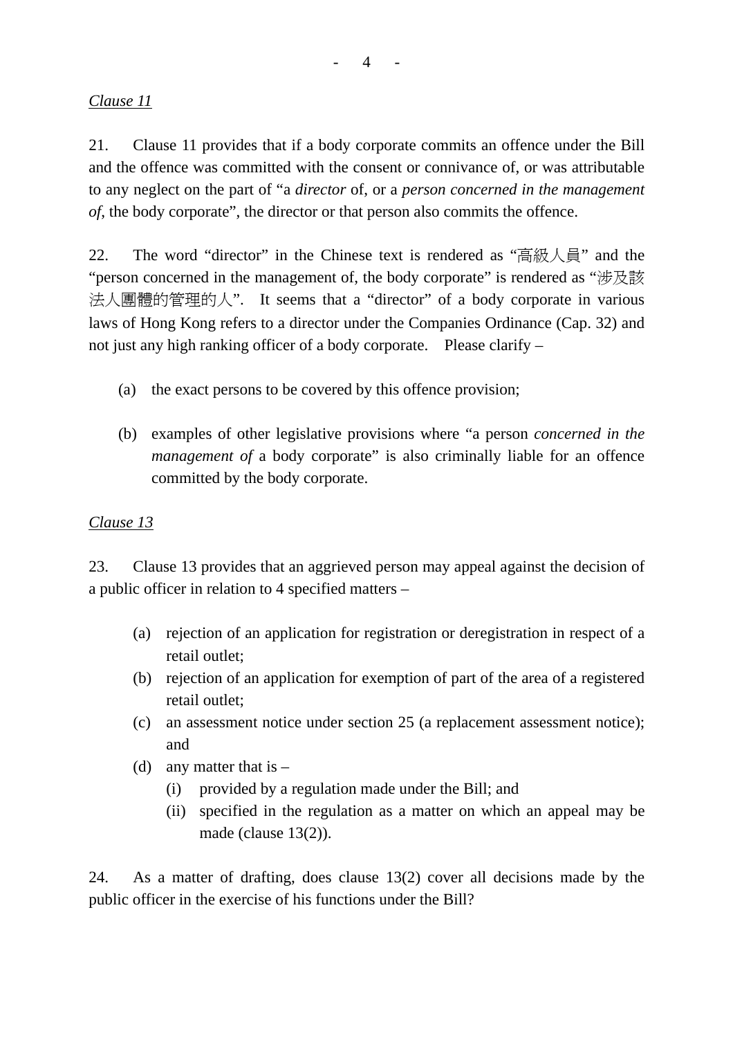*Clause 11*

21. Clause 11 provides that if a body corporate commits an offence under the Bill and the offence was committed with the consent or connivance of, or was attributable to any neglect on the part of "a *director* of, or a *person concerned in the management of*, the body corporate", the director or that person also commits the offence.

22. The word "director" in the Chinese text is rendered as "高級人員" and the "person concerned in the management of, the body corporate" is rendered as "涉及該法人團體的管理的人". It seems that a "director" of a body corporate in various laws of Hong Kong refers to a director under the Companies Ordinance (Cap. 32) and not just any high ranking officer of a body corporate. Please clarify –

(a) the exact persons to be covered by this offence provision;

(b) examples of other legislative provisions where "a person *concerned in the management of* a body corporate" is also criminally liable for an offence committed by the body corporate.

*Clause 13*

23. Clause 13 provides that an aggrieved person may appeal against the decision of a public officer in relation to 4 specified matters –

(a) rejection of an application for registration or deregistration in respect of a retail outlet;
(b) rejection of an application for exemption of part of the area of a registered retail outlet;
(c) an assessment notice under section 25 (a replacement assessment notice); and
(d) any matter that is –
    (i) provided by a regulation made under the Bill; and
    (ii) specified in the regulation as a matter on which an appeal may be made (clause 13(2)).

24. As a matter of drafting, does clause 13(2) cover all decisions made by the public officer in the exercise of his functions under the Bill?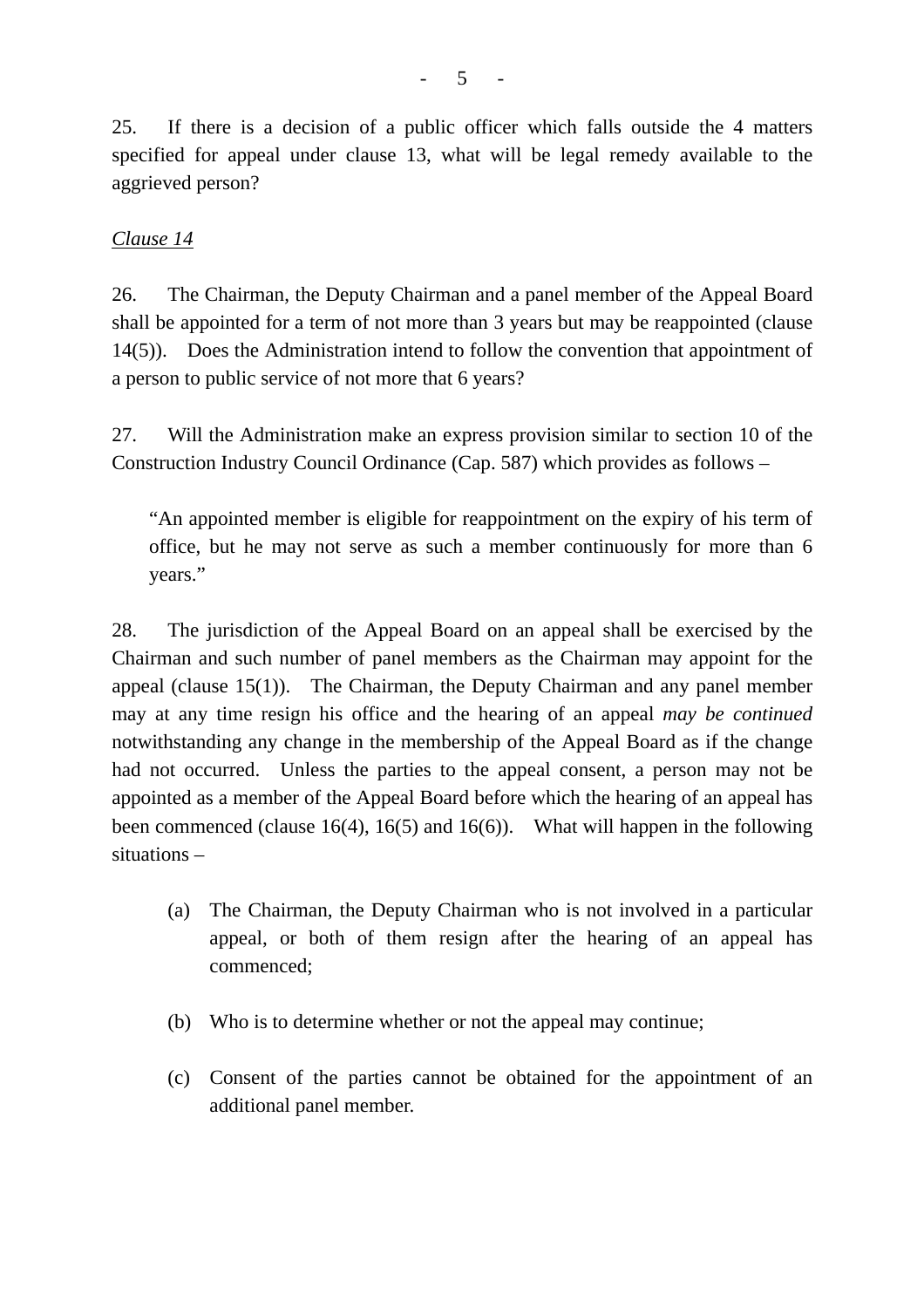25. If there is a decision of a public officer which falls outside the 4 matters specified for appeal under clause 13, what will be legal remedy available to the aggrieved person?

<u>Clause 14</u>

26. The Chairman, the Deputy Chairman and a panel member of the Appeal Board shall be appointed for a term of not more than 3 years but may be reappointed (clause 14(5)). Does the Administration intend to follow the convention that appointment of a person to public service of not more that 6 years?

27. Will the Administration make an express provision similar to section 10 of the Construction Industry Council Ordinance (Cap. 587) which provides as follows –

> "An appointed member is eligible for reappointment on the expiry of his term of office, but he may not serve as such a member continuously for more than 6 years."

28. The jurisdiction of the Appeal Board on an appeal shall be exercised by the Chairman and such number of panel members as the Chairman may appoint for the appeal (clause 15(1)). The Chairman, the Deputy Chairman and any panel member may at any time resign his office and the hearing of an appeal *may be continued* notwithstanding any change in the membership of the Appeal Board as if the change had not occurred. Unless the parties to the appeal consent, a person may not be appointed as a member of the Appeal Board before which the hearing of an appeal has been commenced (clause 16(4), 16(5) and 16(6)). What will happen in the following situations –

(a) The Chairman, the Deputy Chairman who is not involved in a particular appeal, or both of them resign after the hearing of an appeal has commenced;

(b) Who is to determine whether or not the appeal may continue;

(c) Consent of the parties cannot be obtained for the appointment of an additional panel member.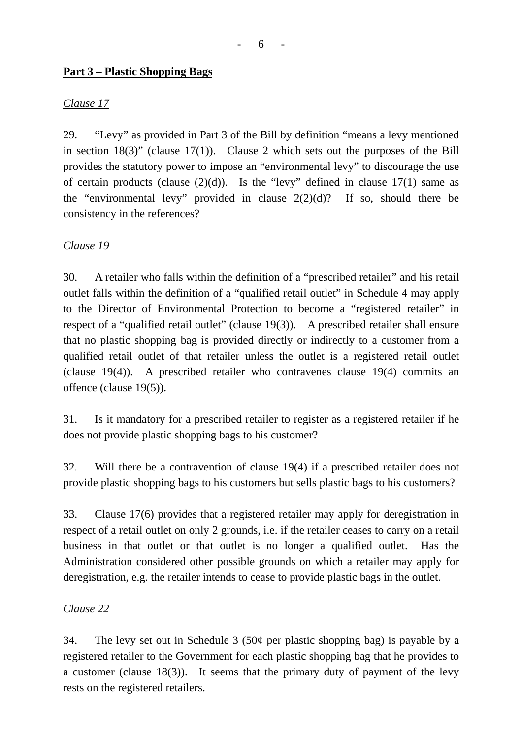**Part 3 – Plastic Shopping Bags**

*Clause 17*

29. "Levy" as provided in Part 3 of the Bill by definition "means a levy mentioned in section 18(3)" (clause 17(1)). Clause 2 which sets out the purposes of the Bill provides the statutory power to impose an "environmental levy" to discourage the use of certain products (clause (2)(d)). Is the "levy" defined in clause 17(1) same as the "environmental levy" provided in clause 2(2)(d)? If so, should there be consistency in the references?

*Clause 19*

30. A retailer who falls within the definition of a "prescribed retailer" and his retail outlet falls within the definition of a "qualified retail outlet" in Schedule 4 may apply to the Director of Environmental Protection to become a "registered retailer" in respect of a "qualified retail outlet" (clause 19(3)). A prescribed retailer shall ensure that no plastic shopping bag is provided directly or indirectly to a customer from a qualified retail outlet of that retailer unless the outlet is a registered retail outlet (clause 19(4)). A prescribed retailer who contravenes clause 19(4) commits an offence (clause 19(5)).

31. Is it mandatory for a prescribed retailer to register as a registered retailer if he does not provide plastic shopping bags to his customer?

32. Will there be a contravention of clause 19(4) if a prescribed retailer does not provide plastic shopping bags to his customers but sells plastic bags to his customers?

33. Clause 17(6) provides that a registered retailer may apply for deregistration in respect of a retail outlet on only 2 grounds, i.e. if the retailer ceases to carry on a retail business in that outlet or that outlet is no longer a qualified outlet. Has the Administration considered other possible grounds on which a retailer may apply for deregistration, e.g. the retailer intends to cease to provide plastic bags in the outlet.

*Clause 22*

34. The levy set out in Schedule 3 (50¢ per plastic shopping bag) is payable by a registered retailer to the Government for each plastic shopping bag that he provides to a customer (clause 18(3)). It seems that the primary duty of payment of the levy rests on the registered retailers.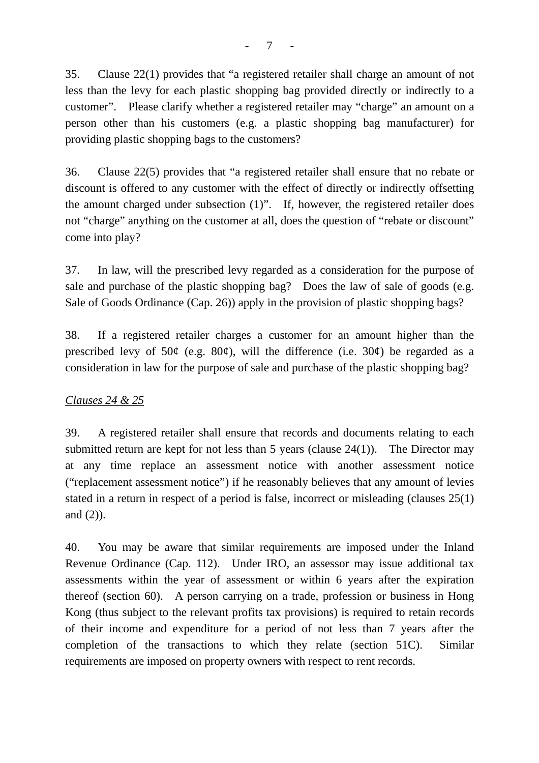35. Clause 22(1) provides that "a registered retailer shall charge an amount of not less than the levy for each plastic shopping bag provided directly or indirectly to a customer". Please clarify whether a registered retailer may "charge" an amount on a person other than his customers (e.g. a plastic shopping bag manufacturer) for providing plastic shopping bags to the customers?

36. Clause 22(5) provides that "a registered retailer shall ensure that no rebate or discount is offered to any customer with the effect of directly or indirectly offsetting the amount charged under subsection (1)". If, however, the registered retailer does not "charge" anything on the customer at all, does the question of "rebate or discount" come into play?

37. In law, will the prescribed levy regarded as a consideration for the purpose of sale and purchase of the plastic shopping bag? Does the law of sale of goods (e.g. Sale of Goods Ordinance (Cap. 26)) apply in the provision of plastic shopping bags?

38. If a registered retailer charges a customer for an amount higher than the prescribed levy of 50¢ (e.g. 80¢), will the difference (i.e. 30¢) be regarded as a consideration in law for the purpose of sale and purchase of the plastic shopping bag?

_Clauses 24 & 25_

39. A registered retailer shall ensure that records and documents relating to each submitted return are kept for not less than 5 years (clause 24(1)). The Director may at any time replace an assessment notice with another assessment notice ("replacement assessment notice") if he reasonably believes that any amount of levies stated in a return in respect of a period is false, incorrect or misleading (clauses 25(1) and (2)).

40. You may be aware that similar requirements are imposed under the Inland Revenue Ordinance (Cap. 112). Under IRO, an assessor may issue additional tax assessments within the year of assessment or within 6 years after the expiration thereof (section 60). A person carrying on a trade, profession or business in Hong Kong (thus subject to the relevant profits tax provisions) is required to retain records of their income and expenditure for a period of not less than 7 years after the completion of the transactions to which they relate (section 51C). Similar requirements are imposed on property owners with respect to rent records.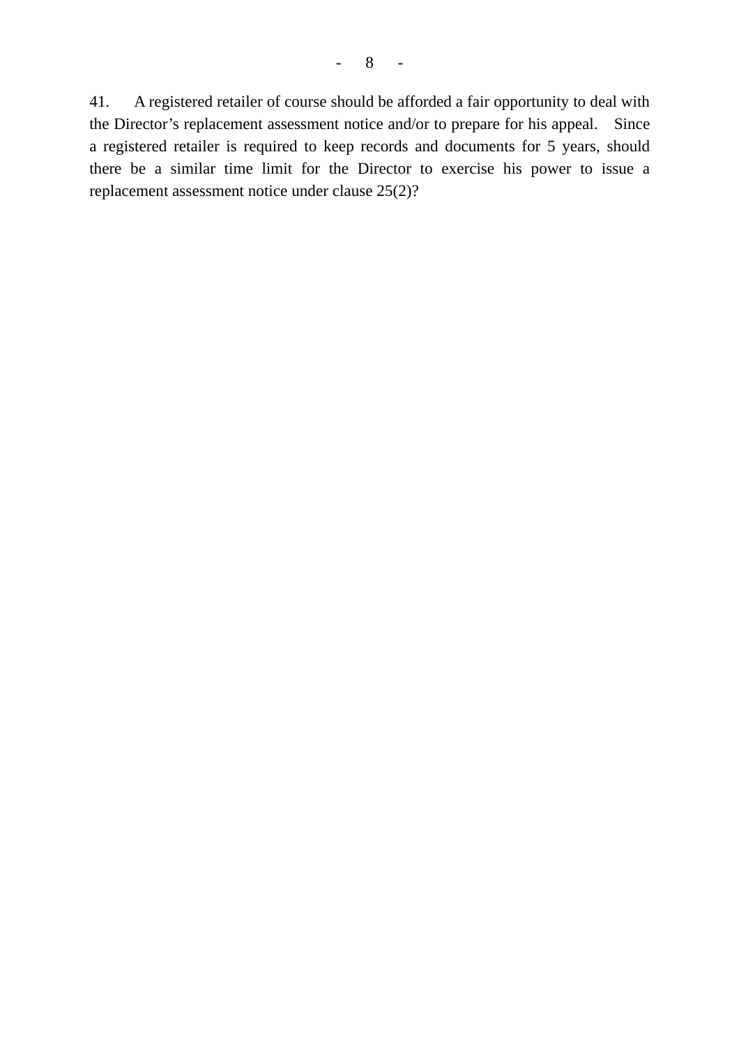41. A registered retailer of course should be afforded a fair opportunity to deal with the Director’s replacement assessment notice and/or to prepare for his appeal. Since a registered retailer is required to keep records and documents for 5 years, should there be a similar time limit for the Director to exercise his power to issue a replacement assessment notice under clause 25(2)?